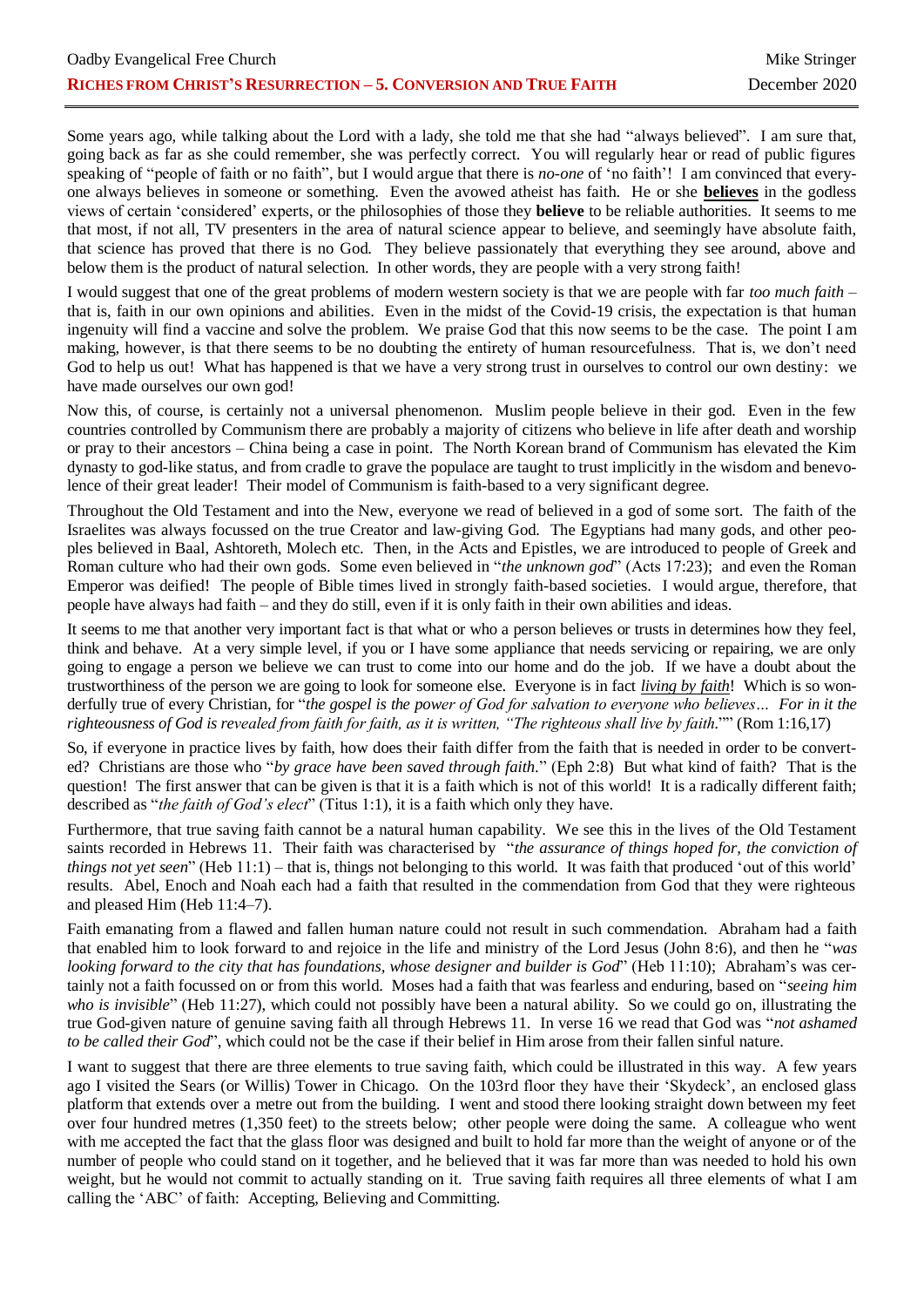# RICHES FROM CHRIST'S RESURRECTION – 5. CONVERSION AND TRUE FAITH

Some years ago, while talking about the Lord with a lady, she told me that she had "always believed". I am sure that, going back as far as she could remember, she was perfectly correct. You will regularly hear or read of public figures speaking of "people of faith or no faith", but I would argue that there is *no-one* of 'no faith'! I am convinced that every-one always believes in someone or something. Even the avowed atheist has faith. He or she **believes** in the godless views of certain 'considered' experts, or the philosophies of those they **believe** to be reliable authorities. It seems to me that most, if not all, TV presenters in the area of natural science appear to believe, and seemingly have absolute faith, that science has proved that there is no God. They believe passionately that everything they see around, above and below them is the product of natural selection. In other words, they are people with a very strong faith!

I would suggest that one of the great problems of modern western society is that we are people with far *too much faith* – that is, faith in our own opinions and abilities. Even in the midst of the Covid-19 crisis, the expectation is that human ingenuity will find a vaccine and solve the problem. We praise God that this now seems to be the case. The point I am making, however, is that there seems to be no doubting the entirety of human resourcefulness. That is, we don't need God to help us out! What has happened is that we have a very strong trust in ourselves to control our own destiny: we have made ourselves our own god!

Now this, of course, is certainly not a universal phenomenon. Muslim people believe in their god. Even in the few countries controlled by Communism there are probably a majority of citizens who believe in life after death and worship or pray to their ancestors – China being a case in point. The North Korean brand of Communism has elevated the Kim dynasty to god-like status, and from cradle to grave the populace are taught to trust implicitly in the wisdom and benevo-lence of their great leader! Their model of Communism is faith-based to a very significant degree.

Throughout the Old Testament and into the New, everyone we read of believed in a god of some sort. The faith of the Israelites was always focussed on the true Creator and law-giving God. The Egyptians had many gods, and other peo-ples believed in Baal, Ashtoreth, Molech etc. Then, in the Acts and Epistles, we are introduced to people of Greek and Roman culture who had their own gods. Some even believed in "*the unknown god*" (Acts 17:23); and even the Roman Emperor was deified! The people of Bible times lived in strongly faith-based societies. I would argue, therefore, that people have always had faith – and they do still, even if it is only faith in their own abilities and ideas.

It seems to me that another very important fact is that what or who a person believes or trusts in determines how they feel, think and behave. At a very simple level, if you or I have some appliance that needs servicing or repairing, we are only going to engage a person we believe we can trust to come into our home and do the job. If we have a doubt about the trustworthiness of the person we are going to look for someone else. Everyone is in fact ***living by faith***! Which is so won-derfully true of every Christian, for "*the gospel is the power of God for salvation to everyone who believes… For in it the righteousness of God is revealed from faith for faith, as it is written, "The righteous shall live by faith.*"" (Rom 1:16,17)

So, if everyone in practice lives by faith, how does their faith differ from the faith that is needed in order to be convert-ed? Christians are those who "*by grace have been saved through faith.*" (Eph 2:8) But what kind of faith? That is the question! The first answer that can be given is that it is a faith which is not of this world! It is a radically different faith; described as "*the faith of God's elect*" (Titus 1:1), it is a faith which only they have.

Furthermore, that true saving faith cannot be a natural human capability. We see this in the lives of the Old Testament saints recorded in Hebrews 11. Their faith was characterised by "*the assurance of things hoped for, the conviction of things not yet seen*" (Heb 11:1) – that is, things not belonging to this world. It was faith that produced 'out of this world' results. Abel, Enoch and Noah each had a faith that resulted in the commendation from God that they were righteous and pleased Him (Heb 11:4–7).

Faith emanating from a flawed and fallen human nature could not result in such commendation. Abraham had a faith that enabled him to look forward to and rejoice in the life and ministry of the Lord Jesus (John 8:6), and then he "*was looking forward to the city that has foundations, whose designer and builder is God*" (Heb 11:10); Abraham's was cer-tainly not a faith focussed on or from this world. Moses had a faith that was fearless and enduring, based on "*seeing him who is invisible*" (Heb 11:27), which could not possibly have been a natural ability. So we could go on, illustrating the true God-given nature of genuine saving faith all through Hebrews 11. In verse 16 we read that God was "*not ashamed to be called their God*", which could not be the case if their belief in Him arose from their fallen sinful nature.

I want to suggest that there are three elements to true saving faith, which could be illustrated in this way. A few years ago I visited the Sears (or Willis) Tower in Chicago. On the 103rd floor they have their 'Skydeck', an enclosed glass platform that extends over a metre out from the building. I went and stood there looking straight down between my feet over four hundred metres (1,350 feet) to the streets below; other people were doing the same. A colleague who went with me accepted the fact that the glass floor was designed and built to hold far more than the weight of anyone or of the number of people who could stand on it together, and he believed that it was far more than was needed to hold his own weight, but he would not commit to actually standing on it. True saving faith requires all three elements of what I am calling the 'ABC' of faith: Accepting, Believing and Committing.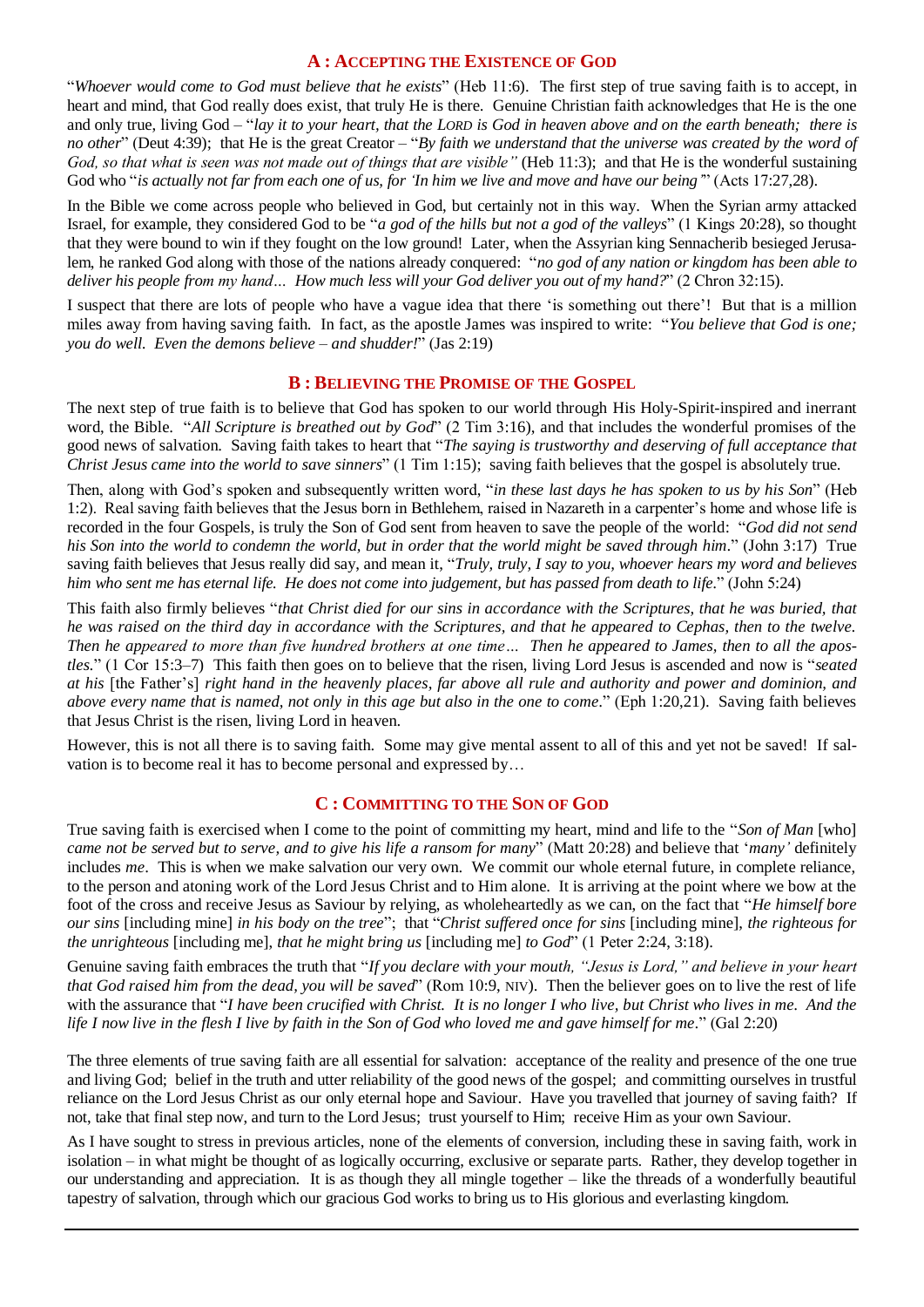## A : Accepting the Existence of God

"*Whoever would come to God must believe that he exists*" (Heb 11:6). The first step of true saving faith is to accept, in heart and mind, that God really does exist, that truly He is there. Genuine Christian faith acknowledges that He is the one and only true, living God – "*lay it to your heart, that the LORD is God in heaven above and on the earth beneath; there is no other*" (Deut 4:39); that He is the great Creator – "*By faith we understand that the universe was created by the word of God, so that what is seen was not made out of things that are visible"* (Heb 11:3); and that He is the wonderful sustaining God who "*is actually not far from each one of us, for 'In him we live and move and have our being'*" (Acts 17:27,28).

In the Bible we come across people who believed in God, but certainly not in this way. When the Syrian army attacked Israel, for example, they considered God to be "*a god of the hills but not a god of the valleys*" (1 Kings 20:28), so thought that they were bound to win if they fought on the low ground! Later, when the Assyrian king Sennacherib besieged Jerusalem, he ranked God along with those of the nations already conquered: "*no god of any nation or kingdom has been able to deliver his people from my hand… How much less will your God deliver you out of my hand?*" (2 Chron 32:15).

I suspect that there are lots of people who have a vague idea that there 'is something out there'! But that is a million miles away from having saving faith. In fact, as the apostle James was inspired to write: "*You believe that God is one; you do well. Even the demons believe – and shudder!*" (Jas 2:19)

## B : Believing the Promise of the Gospel

The next step of true faith is to believe that God has spoken to our world through His Holy-Spirit-inspired and inerrant word, the Bible. "*All Scripture is breathed out by God*" (2 Tim 3:16), and that includes the wonderful promises of the good news of salvation. Saving faith takes to heart that "*The saying is trustworthy and deserving of full acceptance that Christ Jesus came into the world to save sinners*" (1 Tim 1:15); saving faith believes that the gospel is absolutely true.

Then, along with God's spoken and subsequently written word, "*in these last days he has spoken to us by his Son*" (Heb 1:2). Real saving faith believes that the Jesus born in Bethlehem, raised in Nazareth in a carpenter's home and whose life is recorded in the four Gospels, is truly the Son of God sent from heaven to save the people of the world: "*God did not send his Son into the world to condemn the world, but in order that the world might be saved through him*." (John 3:17) True saving faith believes that Jesus really did say, and mean it, "*Truly, truly, I say to you, whoever hears my word and believes him who sent me has eternal life. He does not come into judgement, but has passed from death to life*." (John 5:24)

This faith also firmly believes "*that Christ died for our sins in accordance with the Scriptures, that he was buried, that he was raised on the third day in accordance with the Scriptures, and that he appeared to Cephas, then to the twelve. Then he appeared to more than five hundred brothers at one time… Then he appeared to James, then to all the apostles*." (1 Cor 15:3–7) This faith then goes on to believe that the risen, living Lord Jesus is ascended and now is "*seated at his* [the Father's] *right hand in the heavenly places, far above all rule and authority and power and dominion, and above every name that is named, not only in this age but also in the one to come*." (Eph 1:20,21). Saving faith believes that Jesus Christ is the risen, living Lord in heaven.

However, this is not all there is to saving faith. Some may give mental assent to all of this and yet not be saved! If salvation is to become real it has to become personal and expressed by…

## C : Committing to the Son of God

True saving faith is exercised when I come to the point of committing my heart, mind and life to the "*Son of Man* [who] *came not be served but to serve, and to give his life a ransom for many*" (Matt 20:28) and believe that '*many'* definitely includes *me*. This is when we make salvation our very own. We commit our whole eternal future, in complete reliance, to the person and atoning work of the Lord Jesus Christ and to Him alone. It is arriving at the point where we bow at the foot of the cross and receive Jesus as Saviour by relying, as wholeheartedly as we can, on the fact that "*He himself bore our sins* [including mine] *in his body on the tree*"; that "*Christ suffered once for sins* [including mine], *the righteous for the unrighteous* [including me], *that he might bring us* [including me] *to God*" (1 Peter 2:24, 3:18).

Genuine saving faith embraces the truth that "*If you declare with your mouth, "Jesus is Lord," and believe in your heart that God raised him from the dead, you will be saved*" (Rom 10:9, NIV). Then the believer goes on to live the rest of life with the assurance that "*I have been crucified with Christ. It is no longer I who live, but Christ who lives in me. And the life I now live in the flesh I live by faith in the Son of God who loved me and gave himself for me*." (Gal 2:20)

The three elements of true saving faith are all essential for salvation: acceptance of the reality and presence of the one true and living God; belief in the truth and utter reliability of the good news of the gospel; and committing ourselves in trustful reliance on the Lord Jesus Christ as our only eternal hope and Saviour. Have you travelled that journey of saving faith? If not, take that final step now, and turn to the Lord Jesus; trust yourself to Him; receive Him as your own Saviour.

As I have sought to stress in previous articles, none of the elements of conversion, including these in saving faith, work in isolation – in what might be thought of as logically occurring, exclusive or separate parts. Rather, they develop together in our understanding and appreciation. It is as though they all mingle together – like the threads of a wonderfully beautiful tapestry of salvation, through which our gracious God works to bring us to His glorious and everlasting kingdom.